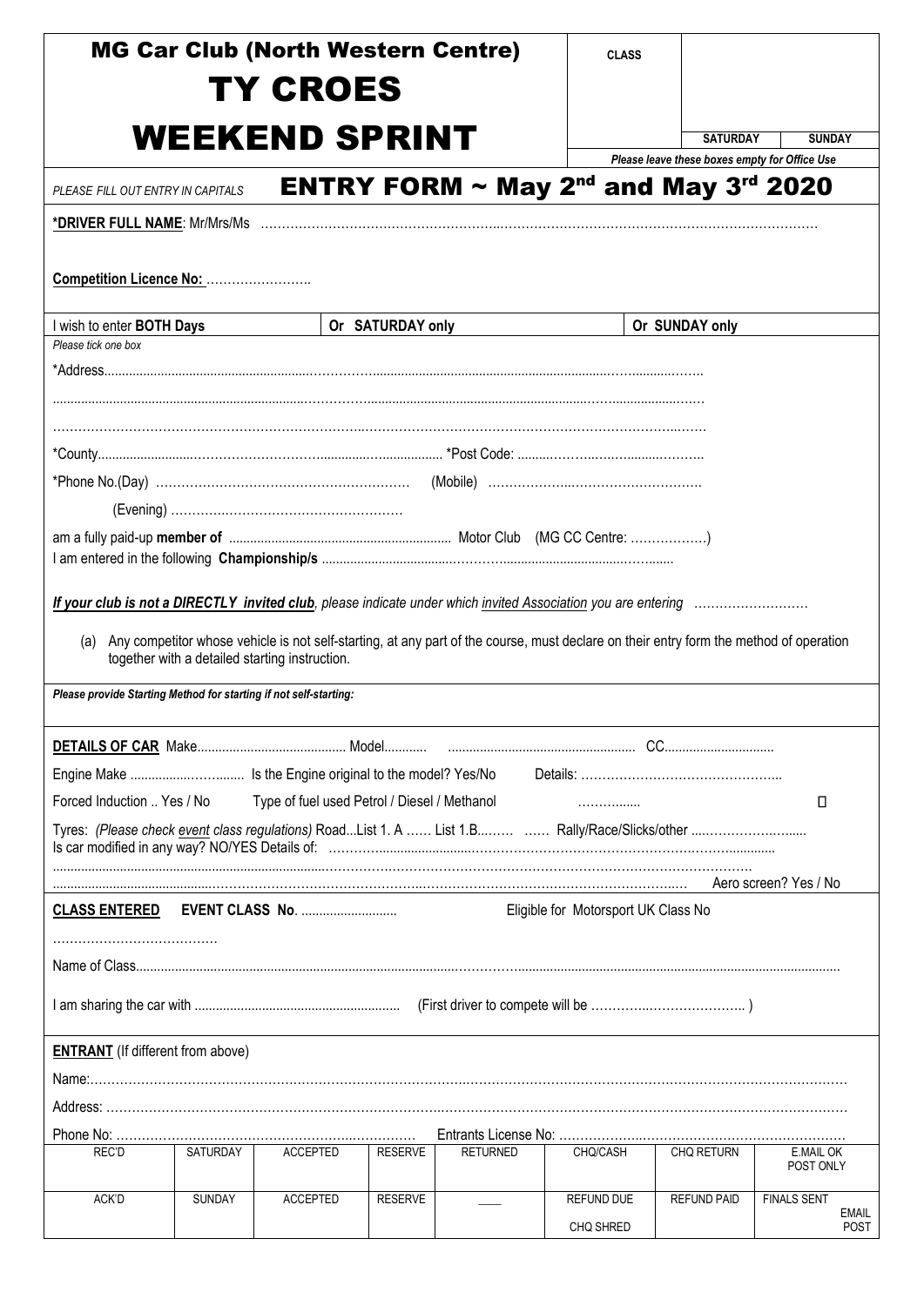# MG Car Club (North Western Centre)

# TY CROES

# WEEKEND SPRINT

| CLASS | | |
|---|---|---|
| | SATURDAY | SUNDAY |

*Please leave these boxes empty for Office Use*

*PLEASE FILL OUT ENTRY IN CAPITALS*

## ENTRY FORM ~ May 2nd and May 3rd 2020

**\*DRIVER FULL NAME**: Mr/Mrs/Ms ……………………………………………………………………………………………………………………………

**Competition Licence No:** …………………….

| I wish to enter **BOTH Days** | Or **SATURDAY only** | Or **SUNDAY only** |
|---|---|---|

*Please tick one box*

\*Address……………………………………………………………………………………………………………………………

……………………………………………………………………………………………………………………………

……………………………………………………………………………………………………………………………

\*County……………………………………………………… \*Post Code: ……………………………………

\*Phone No.(Day) …………………………………………………… (Mobile) ……………………………………………

(Evening) ……………………………………………

am a fully paid-up **member of** ……………………………………… Motor Club (MG CC Centre: ………………)

I am entered in the following **Championship/s** ………………………………………………………………

***If your club is not a DIRECTLY invited club****, please indicate under which invited Association you are entering* ………………………

(a) Any competitor whose vehicle is not self-starting, at any part of the course, must declare on their entry form the method of operation together with a detailed starting instruction.

***Please provide Starting Method for starting if not self-starting:***

**DETAILS OF CAR** Make…………………………… Model………… ……………………………………… CC……………………

Engine Make …………………… Is the Engine original to the model? Yes/No Details: ……………………………………

Forced Induction .. Yes / No Type of fuel used Petrol / Diesel / Methanol ………….. ☐

Tyres: *(Please check event class regulations)* Road…List 1. A …… List 1.B……… …… Rally/Race/Slicks/other ……………………

Is car modified in any way? NO/YES Details of: ……………………………………………………………………………………

……………………………………………………………………………………………………………

…………………………………………………………………………………………………………… Aero screen? Yes / No

**CLASS ENTERED** **EVENT CLASS No**. ……………………… Eligible for Motorsport UK Class No

…………………………………

Name of Class……………………………………………………………………………………………………………

I am sharing the car with ……………………………………… (First driver to compete will be ……………………………… )

**ENTRANT** (If different from above)

Name:……………………………………………………………………………………………………………………………

Address: ……………………………………………………………………………………………………………………………

Phone No: ……………………………………………………… Entrants License No: ……………………………………………………

| REC'D | SATURDAY | ACCEPTED | RESERVE | RETURNED | CHQ/CASH | CHQ RETURN | E.MAIL OK POST ONLY |
|---|---|---|---|---|---|---|---|
| ACK'D | SUNDAY | ACCEPTED | RESERVE | ____ | REFUND DUE CHQ SHRED | REFUND PAID | FINALS SENT EMAIL POST |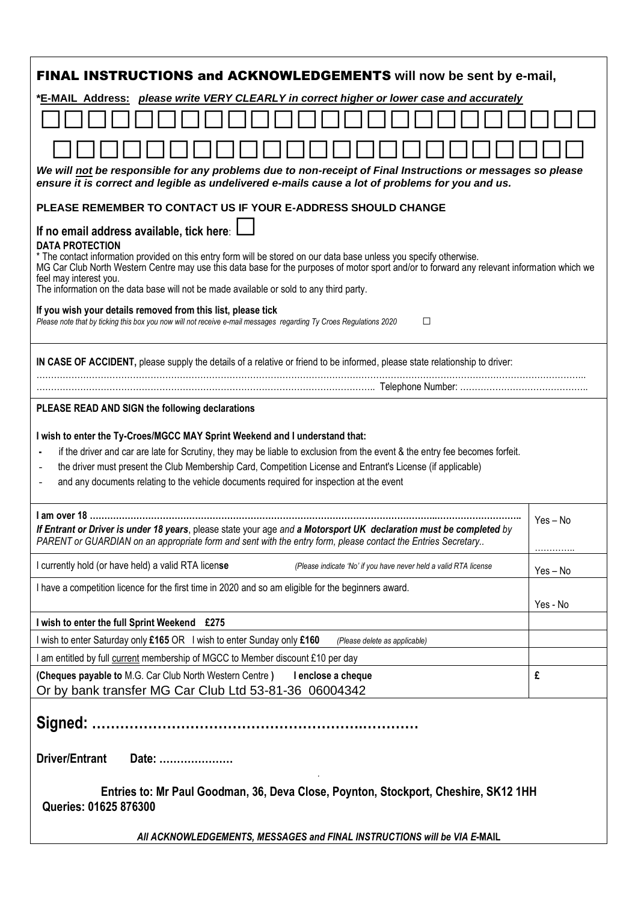## FINAL INSTRUCTIONS and ACKNOWLEDGEMENTS will now be sent by e-mail,

**\*E-MAIL Address:** ***please write VERY CLEARLY in correct higher or lower case and accurately***

☐☐☐☐☐☐☐☐☐☐☐☐☐☐☐☐☐☐☐☐☐☐☐☐☐☐☐☐

☐☐☐☐☐☐☐☐☐☐☐☐☐☐☐☐☐☐☐☐☐☐☐☐☐☐☐

***We will not be responsible for any problems due to non-receipt of Final Instructions or messages so please ensure it is correct and legible as undelivered e-mails cause a lot of problems for you and us.***

**PLEASE REMEMBER TO CONTACT US IF YOUR E-ADDRESS SHOULD CHANGE**

**If no email address available, tick here**: ☐

**DATA PROTECTION**

\* The contact information provided on this entry form will be stored on our data base unless you specify otherwise.
MG Car Club North Western Centre may use this data base for the purposes of motor sport and/or to forward any relevant information which we feel may interest you.
The information on the data base will not be made available or sold to any third party.

**If you wish your details removed from this list, please tick**
*Please note that by ticking this box you now will not receive e-mail messages regarding Ty Croes Regulations 2020* ☐

**IN CASE OF ACCIDENT,** please supply the details of a relative or friend to be informed, please state relationship to driver:

……………………………………………………………………………………………………………………………………………………………

…………………………………………………………………………………………………… Telephone Number: ……………………………………

**PLEASE READ AND SIGN the following declarations**

**I wish to enter the Ty-Croes/MGCC MAY Sprint Weekend and I understand that:**

- if the driver and car are late for Scrutiny, they may be liable to exclusion from the event & the entry fee becomes forfeit.
- the driver must present the Club Membership Card, Competition License and Entrant's License (if applicable)
- and any documents relating to the vehicle documents required for inspection at the event

| | |
|---|---|
| **I am over 18 ……………………………………………………………………………………………………………**<br>***If Entrant or Driver is under 18 years**, please state your age and **a Motorsport UK declaration must be completed** by PARENT or GUARDIAN on an appropriate form and sent with the entry form, please contact the Entries Secretary..* | Yes – No<br>………….. |
| I currently hold (or have held) a valid RTA licen**se** *(Please indicate 'No' if you have never held a valid RTA license* | Yes – No |
| I have a competition licence for the first time in 2020 and so am eligible for the beginners award. | Yes - No |
| **I wish to enter the full Sprint Weekend £275** | |
| I wish to enter Saturday only **£165** OR I wish to enter Sunday only **£160** *(Please delete as applicable)* | |
| I am entitled by full current membership of MGCC to Member discount £10 per day | |
| **(Cheques payable to** M.G. Car Club North Western Centre **) I enclose a cheque**<br>Or by bank transfer MG Car Club Ltd 53-81-36 06004342 | **£** |

**Signed: ……………………………………………………………**

**Driver/Entrant Date: …………………**

**Entries to: Mr Paul Goodman, 36, Deva Close, Poynton, Stockport, Cheshire, SK12 1HH**
**Queries: 01625 876300**

***All ACKNOWLEDGEMENTS, MESSAGES and FINAL INSTRUCTIONS will be VIA E-MAIL***